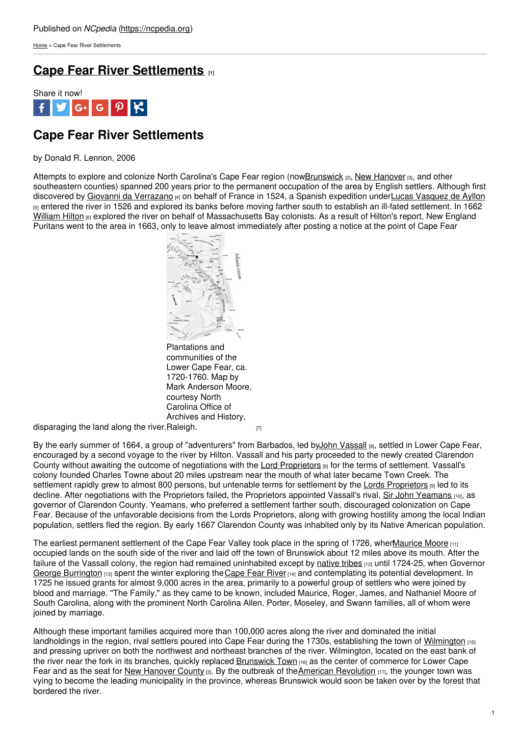Published on *NCpedia* (https://ncpedia.org)

Home > Cape Fear River Settlements

# Cape Fear River Settlements [1]

Share it now!

## Cape Fear River Settlements

by Donald R. Lennon, 2006

Attempts to explore and colonize North Carolina's Cape Fear region (now Brunswick [2], New Hanover [3], and other southeastern counties) spanned 200 years prior to the permanent occupation of the area by English settlers. Although first discovered by Giovanni da Verrazano [4] on behalf of France in 1524, a Spanish expedition under Lucas Vasquez de Ayllon [5] entered the river in 1526 and explored its banks before moving farther south to establish an ill-fated settlement. In 1662 William Hilton [6] explored the river on behalf of Massachusetts Bay colonists. As a result of Hilton's report, New England Puritans went to the area in 1663, only to leave almost immediately after posting a notice at the point of Cape Fear disparaging the land along the river.

Plantations and communities of the Lower Cape Fear, ca. 1720-1760. Map by Mark Anderson Moore, courtesy North Carolina Office of Archives and History, Raleigh. [7]

By the early summer of 1664, a group of "adventurers" from Barbados, led by John Vassall [8], settled in Lower Cape Fear, encouraged by a second voyage to the river by Hilton. Vassall and his party proceeded to the newly created Clarendon County without awaiting the outcome of negotiations with the Lord Proprietors [9] for the terms of settlement. Vassall's colony founded Charles Towne about 20 miles upstream near the mouth of what later became Town Creek. The settlement rapidly grew to almost 800 persons, but untenable terms for settlement by the Lords Proprietors [9] led to its decline. After negotiations with the Proprietors failed, the Proprietors appointed Vassall's rival, Sir John Yeamans [10], as governor of Clarendon County. Yeamans, who preferred a settlement farther south, discouraged colonization on Cape Fear. Because of the unfavorable decisions from the Lords Proprietors, along with growing hostility among the local Indian population, settlers fled the region. By early 1667 Clarendon County was inhabited only by its Native American population.

The earliest permanent settlement of the Cape Fear Valley took place in the spring of 1726, when Maurice Moore [11] occupied lands on the south side of the river and laid off the town of Brunswick about 12 miles above its mouth. After the failure of the Vassall colony, the region had remained uninhabited except by native tribes [12] until 1724-25, when Governor George Burrington [13] spent the winter exploring the Cape Fear River [14] and contemplating its potential development. In 1725 he issued grants for almost 9,000 acres in the area, primarily to a powerful group of settlers who were joined by blood and marriage. "The Family," as they came to be known, included Maurice, Roger, James, and Nathaniel Moore of South Carolina, along with the prominent North Carolina Allen, Porter, Moseley, and Swann families, all of whom were joined by marriage.

Although these important families acquired more than 100,000 acres along the river and dominated the initial landholdings in the region, rival settlers poured into Cape Fear during the 1730s, establishing the town of Wilmington [15] and pressing upriver on both the northwest and northeast branches of the river. Wilmington, located on the east bank of the river near the fork in its branches, quickly replaced Brunswick Town [16] as the center of commerce for Lower Cape Fear and as the seat for New Hanover County [3]. By the outbreak of the American Revolution [17], the younger town was vying to become the leading municipality in the province, whereas Brunswick would soon be taken over by the forest that bordered the river.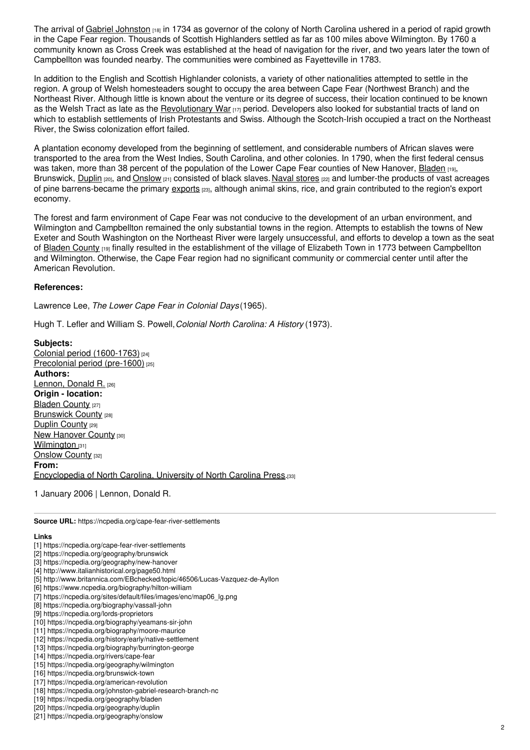The arrival of Gabriel Johnston [18] in 1734 as governor of the colony of North Carolina ushered in a period of rapid growth in the Cape Fear region. Thousands of Scottish Highlanders settled as far as 100 miles above Wilmington. By 1760 a community known as Cross Creek was established at the head of navigation for the river, and two years later the town of Campbellton was founded nearby. The communities were combined as Fayetteville in 1783.

In addition to the English and Scottish Highlander colonists, a variety of other nationalities attempted to settle in the region. A group of Welsh homesteaders sought to occupy the area between Cape Fear (Northwest Branch) and the Northeast River. Although little is known about the venture or its degree of success, their location continued to be known as the Welsh Tract as late as the Revolutionary War [17] period. Developers also looked for substantial tracts of land on which to establish settlements of Irish Protestants and Swiss. Although the Scotch-Irish occupied a tract on the Northeast River, the Swiss colonization effort failed.

A plantation economy developed from the beginning of settlement, and considerable numbers of African slaves were transported to the area from the West Indies, South Carolina, and other colonies. In 1790, when the first federal census was taken, more than 38 percent of the population of the Lower Cape Fear counties of New Hanover, Bladen [19], Brunswick, Duplin [20], and Onslow [21] consisted of black slaves. Naval stores [22] and lumber-the products of vast acreages of pine barrens-became the primary exports [23], although animal skins, rice, and grain contributed to the region's export economy.

The forest and farm environment of Cape Fear was not conducive to the development of an urban environment, and Wilmington and Campbellton remained the only substantial towns in the region. Attempts to establish the towns of New Exeter and South Washington on the Northeast River were largely unsuccessful, and efforts to develop a town as the seat of Bladen County [19] finally resulted in the establishment of the village of Elizabeth Town in 1773 between Campbellton and Wilmington. Otherwise, the Cape Fear region had no significant community or commercial center until after the American Revolution.

**References:**

Lawrence Lee, *The Lower Cape Fear in Colonial Days* (1965).

Hugh T. Lefler and William S. Powell, *Colonial North Carolina: A History* (1973).

**Subjects:**
Colonial period (1600-1763) [24]
Precolonial period (pre-1600) [25]
**Authors:**
Lennon, Donald R. [26]
**Origin - location:**
Bladen County [27]
Brunswick County [28]
Duplin County [29]
New Hanover County [30]
Wilmington [31]
Onslow County [32]
**From:**
Encyclopedia of North Carolina, University of North Carolina Press. [33]

1 January 2006 | Lennon, Donald R.

**Source URL:** https://ncpedia.org/cape-fear-river-settlements

**Links**

[1] https://ncpedia.org/cape-fear-river-settlements
[2] https://ncpedia.org/geography/brunswick
[3] https://ncpedia.org/geography/new-hanover
[4] http://www.italianhistorical.org/page50.html
[5] http://www.britannica.com/EBchecked/topic/46506/Lucas-Vazquez-de-Ayllon
[6] https://www.ncpedia.org/biography/hilton-william
[7] https://ncpedia.org/sites/default/files/images/enc/map06_lg.png
[8] https://ncpedia.org/biography/vassall-john
[9] https://ncpedia.org/lords-proprietors
[10] https://ncpedia.org/biography/yeamans-sir-john
[11] https://ncpedia.org/biography/moore-maurice
[12] https://ncpedia.org/history/early/native-settlement
[13] https://ncpedia.org/biography/burrington-george
[14] https://ncpedia.org/rivers/cape-fear
[15] https://ncpedia.org/geography/wilmington
[16] https://ncpedia.org/brunswick-town
[17] https://ncpedia.org/american-revolution
[18] https://ncpedia.org/johnston-gabriel-research-branch-nc
[19] https://ncpedia.org/geography/bladen
[20] https://ncpedia.org/geography/duplin
[21] https://ncpedia.org/geography/onslow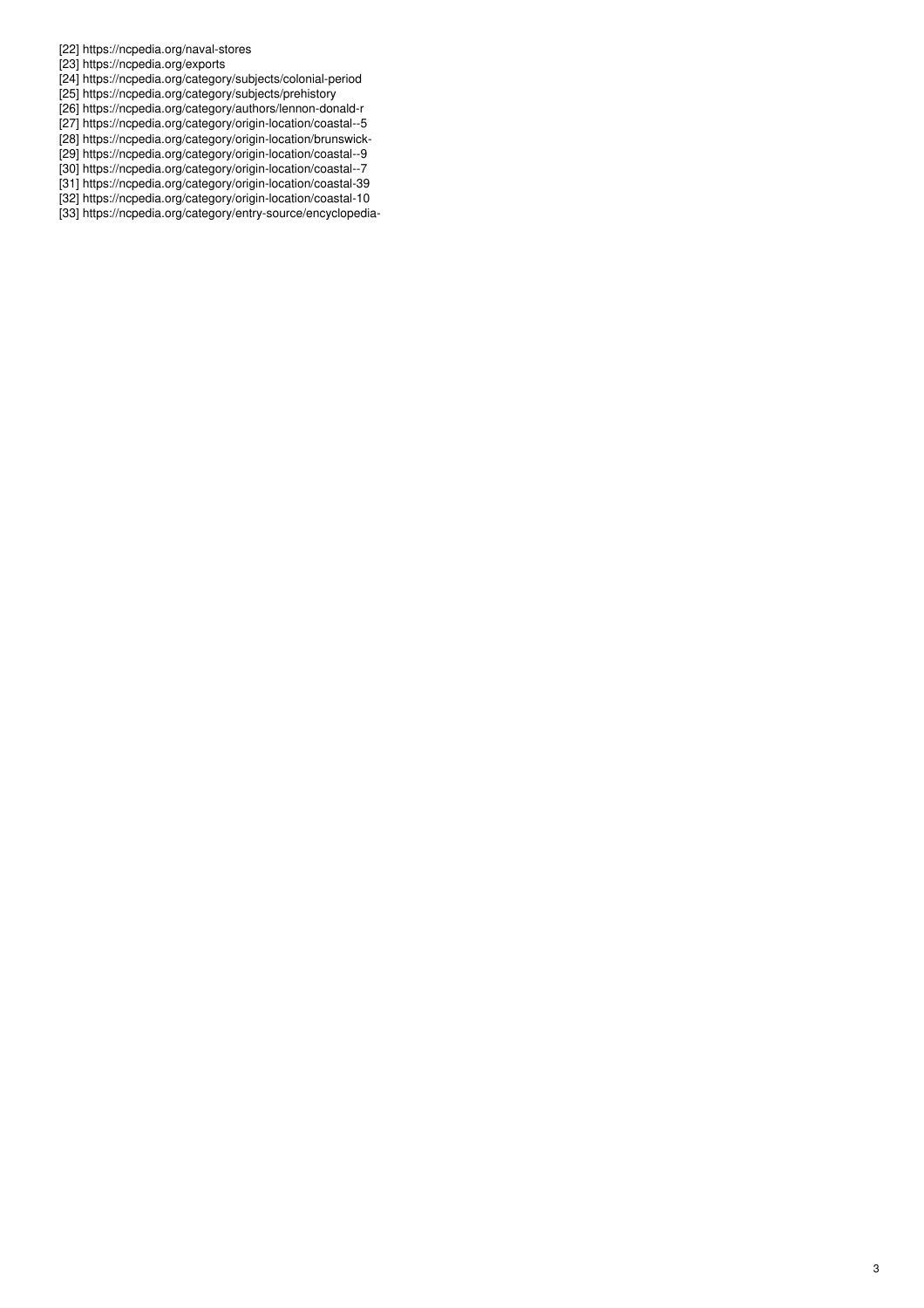[22] https://ncpedia.org/naval-stores
[23] https://ncpedia.org/exports
[24] https://ncpedia.org/category/subjects/colonial-period
[25] https://ncpedia.org/category/subjects/prehistory
[26] https://ncpedia.org/category/authors/lennon-donald-r
[27] https://ncpedia.org/category/origin-location/coastal--5
[28] https://ncpedia.org/category/origin-location/brunswick-
[29] https://ncpedia.org/category/origin-location/coastal--9
[30] https://ncpedia.org/category/origin-location/coastal--7
[31] https://ncpedia.org/category/origin-location/coastal-39
[32] https://ncpedia.org/category/origin-location/coastal-10
[33] https://ncpedia.org/category/entry-source/encyclopedia-